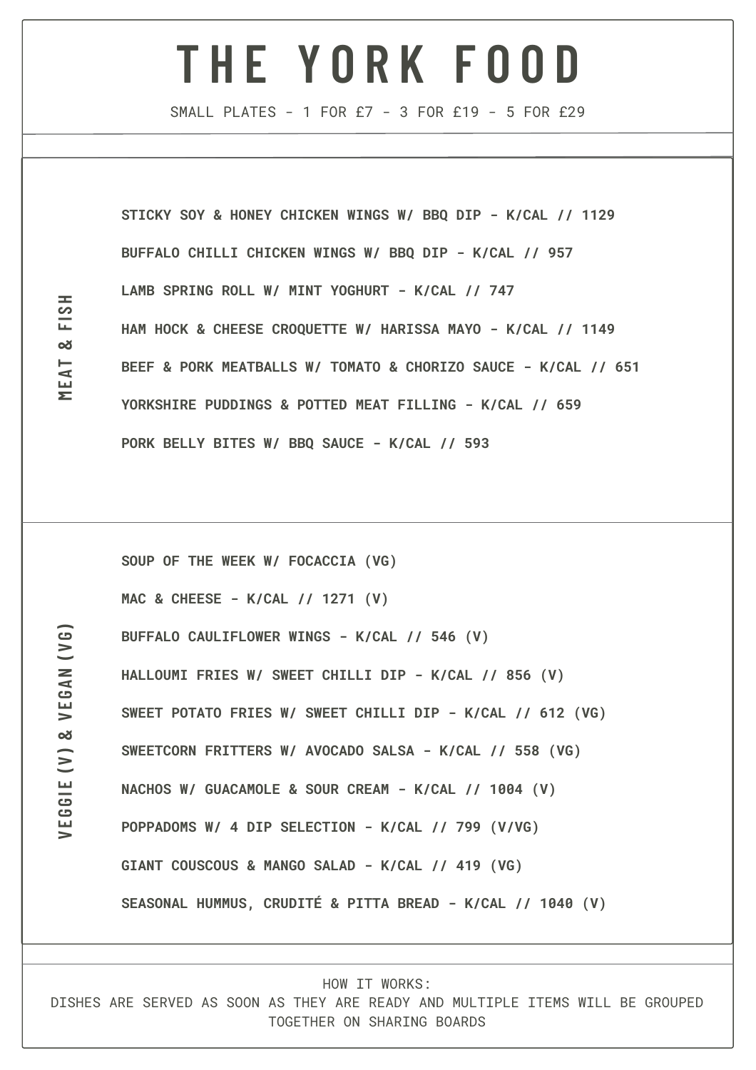# THE YORK FOOD

SMALL PLATES - 1 FOR £7 - 3 FOR £19 - 5 FOR £29

## MEAT & FISH

**STICKY SOY & HONEY CHICKEN WINGS W/ BBQ DIP - K/CAL // 1129**

**BUFFALO CHILLI CHICKEN WINGS W/ BBQ DIP - K/CAL // 957**

**LAMB SPRING ROLL W/ MINT YOGHURT - K/CAL // 747**

**HAM HOCK & CHEESE CROQUETTE W/ HARISSA MAYO - K/CAL // 1149**

**BEEF & PORK MEATBALLS W/ TOMATO & CHORIZO SAUCE - K/CAL // 651**

**YORKSHIRE PUDDINGS & POTTED MEAT FILLING - K/CAL // 659**

**PORK BELLY BITES W/ BBQ SAUCE - K/CAL // 593**

## VEGGIE (V) & VEGAN (VG)

**SOUP OF THE WEEK W/ FOCACCIA (VG)**

**MAC & CHEESE - K/CAL // 1271 (V)**

**BUFFALO CAULIFLOWER WINGS - K/CAL // 546 (V)**

**HALLOUMI FRIES W/ SWEET CHILLI DIP - K/CAL // 856 (V)**

**SWEET POTATO FRIES W/ SWEET CHILLI DIP - K/CAL // 612 (VG)**

**SWEETCORN FRITTERS W/ AVOCADO SALSA - K/CAL // 558 (VG)**

**NACHOS W/ GUACAMOLE & SOUR CREAM - K/CAL // 1004 (V)**

**POPPADOMS W/ 4 DIP SELECTION - K/CAL // 799 (V/VG)**

**GIANT COUSCOUS & MANGO SALAD - K/CAL // 419 (VG)**

**SEASONAL HUMMUS, CRUDITÉ & PITTA BREAD - K/CAL // 1040 (V)**

HOW IT WORKS:
DISHES ARE SERVED AS SOON AS THEY ARE READY AND MULTIPLE ITEMS WILL BE GROUPED TOGETHER ON SHARING BOARDS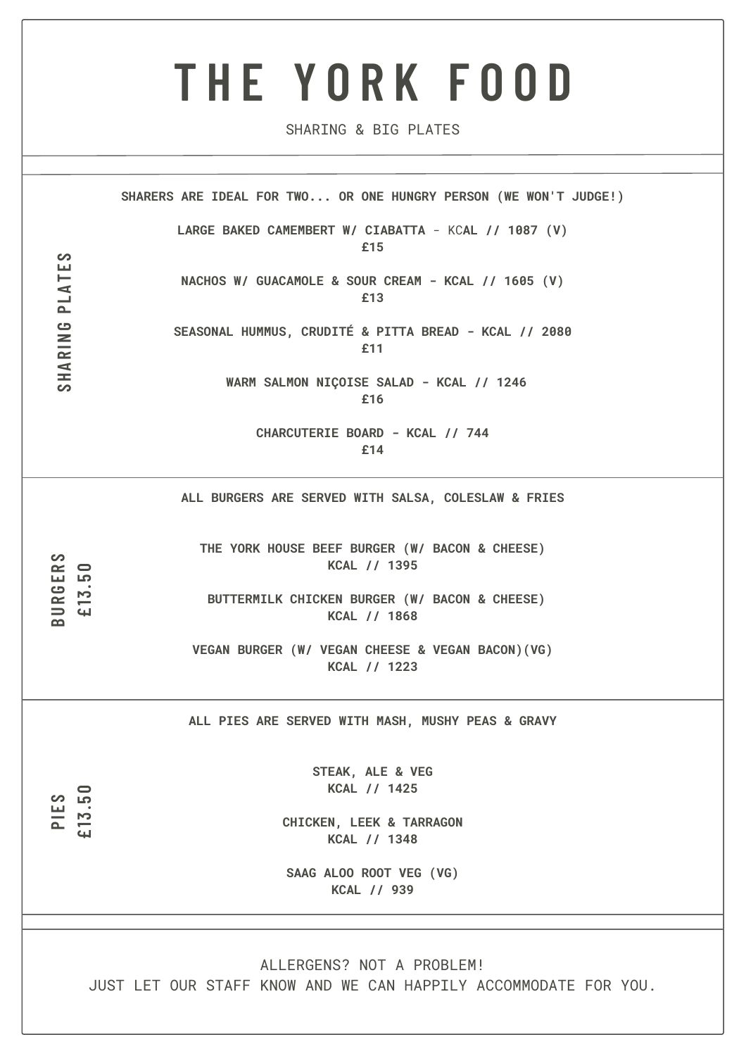# THE YORK FOOD

SHARING & BIG PLATES

## SHARING PLATES

**SHARERS ARE IDEAL FOR TWO... OR ONE HUNGRY PERSON (WE WON'T JUDGE!)**

**LARGE BAKED CAMEMBERT W/ CIABATTA** - KCAL // 1087 (V)
**£15**

**NACHOS W/ GUACAMOLE & SOUR CREAM - KCAL // 1605 (V)**
**£13**

**SEASONAL HUMMUS, CRUDITÉ & PITTA BREAD - KCAL // 2080**
**£11**

**WARM SALMON NIÇOISE SALAD - KCAL // 1246**
**£16**

**CHARCUTERIE BOARD - KCAL // 744**
**£14**

## BURGERS £13.50

**ALL BURGERS ARE SERVED WITH SALSA, COLESLAW & FRIES**

**THE YORK HOUSE BEEF BURGER (W/ BACON & CHEESE)**
**KCAL // 1395**

**BUTTERMILK CHICKEN BURGER (W/ BACON & CHEESE)**
**KCAL // 1868**

**VEGAN BURGER (W/ VEGAN CHEESE & VEGAN BACON)(VG)**
**KCAL // 1223**

## PIES £13.50

**ALL PIES ARE SERVED WITH MASH, MUSHY PEAS & GRAVY**

**STEAK, ALE & VEG**
**KCAL // 1425**

**CHICKEN, LEEK & TARRAGON**
**KCAL // 1348**

**SAAG ALOO ROOT VEG (VG)**
**KCAL // 939**

ALLERGENS? NOT A PROBLEM!
JUST LET OUR STAFF KNOW AND WE CAN HAPPILY ACCOMMODATE FOR YOU.